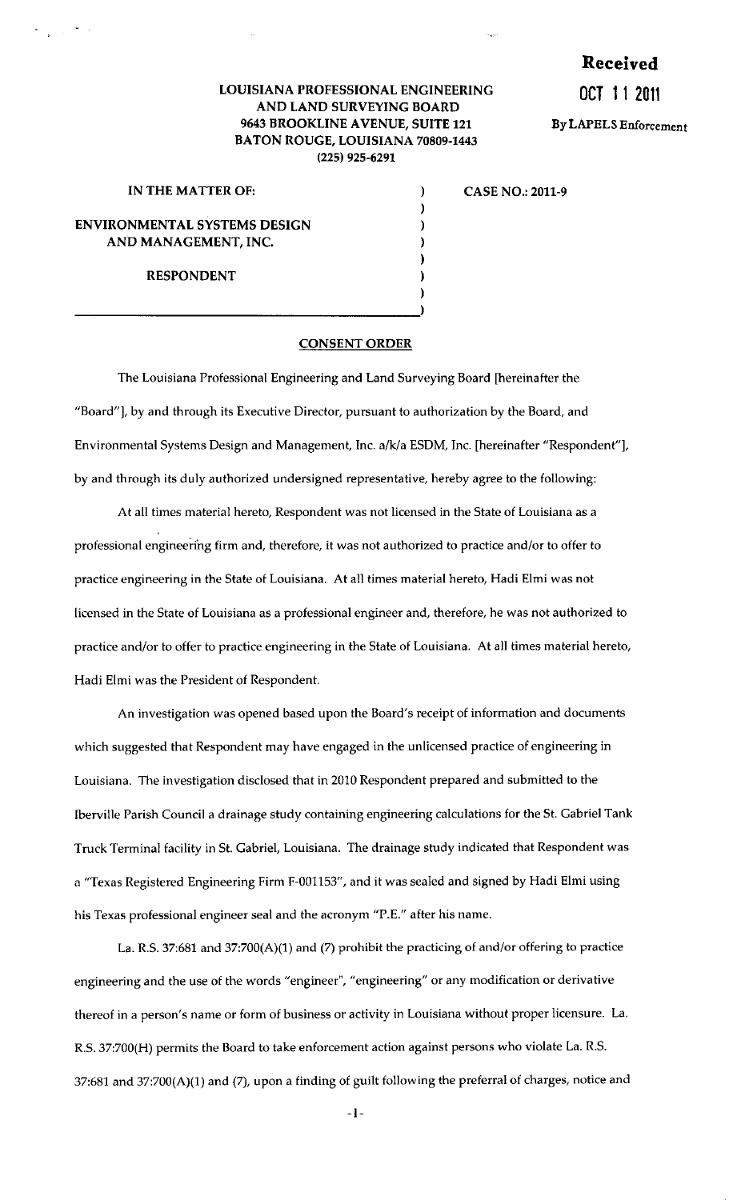**Received**

**OCT 11 2011**

**By LAPELS Enforcement**

**LOUISIANA PROFESSIONAL ENGINEERING AND LAND SURVEYING BOARD**
**9643 BROOKLINE AVENUE, SUITE 121**
**BATON ROUGE, LOUISIANA 70809-1443**
**(225) 925-6291**

| | |
|---|---|
| **IN THE MATTER OF:** | **CASE NO.: 2011-9** |
| **ENVIRONMENTAL SYSTEMS DESIGN AND MANAGEMENT, INC.** | |
| **RESPONDENT** | |

## CONSENT ORDER

The Louisiana Professional Engineering and Land Surveying Board [hereinafter the "Board"], by and through its Executive Director, pursuant to authorization by the Board, and Environmental Systems Design and Management, Inc. a/k/a ESDM, Inc. [hereinafter "Respondent"], by and through its duly authorized undersigned representative, hereby agree to the following:

At all times material hereto, Respondent was not licensed in the State of Louisiana as a professional engineering firm and, therefore, it was not authorized to practice and/or to offer to practice engineering in the State of Louisiana. At all times material hereto, Hadi Elmi was not licensed in the State of Louisiana as a professional engineer and, therefore, he was not authorized to practice and/or to offer to practice engineering in the State of Louisiana. At all times material hereto, Hadi Elmi was the President of Respondent.

An investigation was opened based upon the Board's receipt of information and documents which suggested that Respondent may have engaged in the unlicensed practice of engineering in Louisiana. The investigation disclosed that in 2010 Respondent prepared and submitted to the Iberville Parish Council a drainage study containing engineering calculations for the St. Gabriel Tank Truck Terminal facility in St. Gabriel, Louisiana. The drainage study indicated that Respondent was a "Texas Registered Engineering Firm F-001153", and it was sealed and signed by Hadi Elmi using his Texas professional engineer seal and the acronym "P.E." after his name.

La. R.S. 37:681 and 37:700(A)(1) and (7) prohibit the practicing of and/or offering to practice engineering and the use of the words "engineer", "engineering" or any modification or derivative thereof in a person's name or form of business or activity in Louisiana without proper licensure. La. R.S. 37:700(H) permits the Board to take enforcement action against persons who violate La. R.S. 37:681 and 37:700(A)(1) and (7), upon a finding of guilt following the preferral of charges, notice and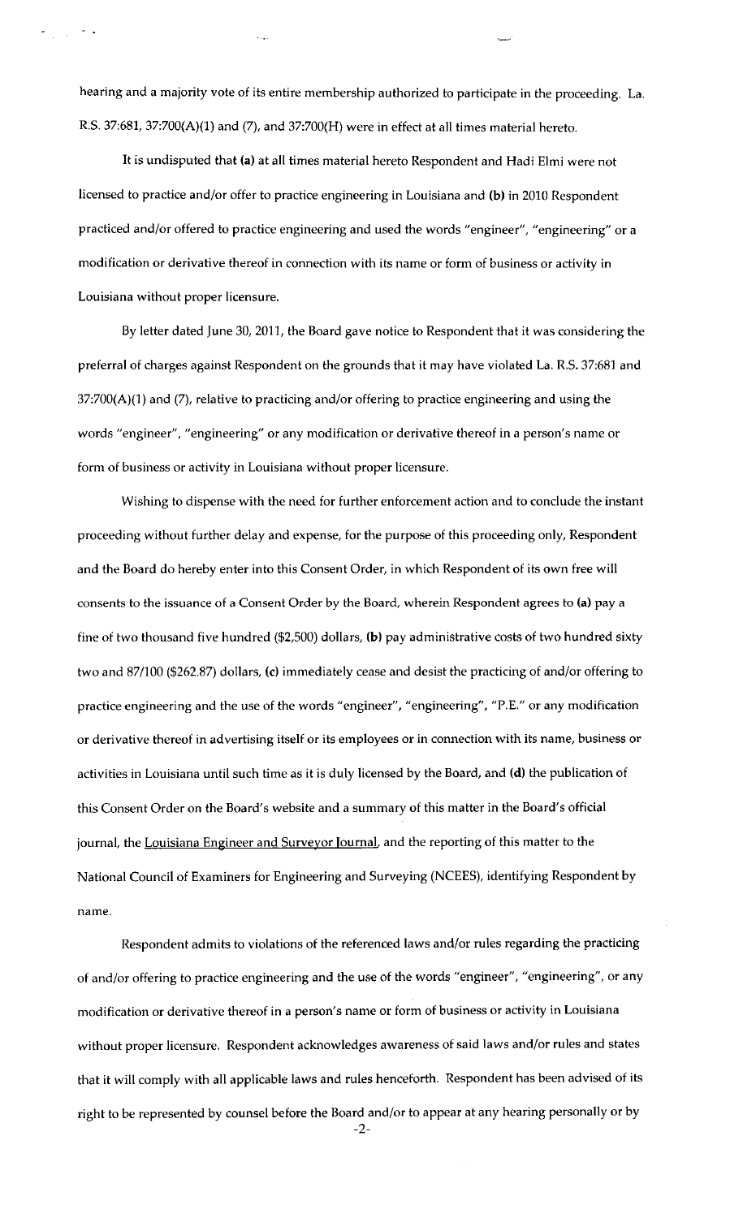hearing and a majority vote of its entire membership authorized to participate in the proceeding. La. R.S. 37:681, 37:700(A)(1) and (7), and 37:700(H) were in effect at all times material hereto.

It is undisputed that **(a)** at all times material hereto Respondent and Hadi Elmi were not licensed to practice and/or offer to practice engineering in Louisiana and **(b)** in 2010 Respondent practiced and/or offered to practice engineering and used the words "engineer", "engineering" or a modification or derivative thereof in connection with its name or form of business or activity in Louisiana without proper licensure.

By letter dated June 30, 2011, the Board gave notice to Respondent that it was considering the preferral of charges against Respondent on the grounds that it may have violated La. R.S. 37:681 and 37:700(A)(1) and (7), relative to practicing and/or offering to practice engineering and using the words "engineer", "engineering" or any modification or derivative thereof in a person's name or form of business or activity in Louisiana without proper licensure.

Wishing to dispense with the need for further enforcement action and to conclude the instant proceeding without further delay and expense, for the purpose of this proceeding only, Respondent and the Board do hereby enter into this Consent Order, in which Respondent of its own free will consents to the issuance of a Consent Order by the Board, wherein Respondent agrees to **(a)** pay a fine of two thousand five hundred ($2,500) dollars, **(b)** pay administrative costs of two hundred sixty two and 87/100 ($262.87) dollars, **(c)** immediately cease and desist the practicing of and/or offering to practice engineering and the use of the words "engineer", "engineering", "P.E." or any modification or derivative thereof in advertising itself or its employees or in connection with its name, business or activities in Louisiana until such time as it is duly licensed by the Board, and **(d)** the publication of this Consent Order on the Board's website and a summary of this matter in the Board's official journal, the Louisiana Engineer and Surveyor Journal, and the reporting of this matter to the National Council of Examiners for Engineering and Surveying (NCEES), identifying Respondent by name.

Respondent admits to violations of the referenced laws and/or rules regarding the practicing of and/or offering to practice engineering and the use of the words "engineer", "engineering", or any modification or derivative thereof in a person's name or form of business or activity in Louisiana without proper licensure. Respondent acknowledges awareness of said laws and/or rules and states that it will comply with all applicable laws and rules henceforth. Respondent has been advised of its right to be represented by counsel before the Board and/or to appear at any hearing personally or by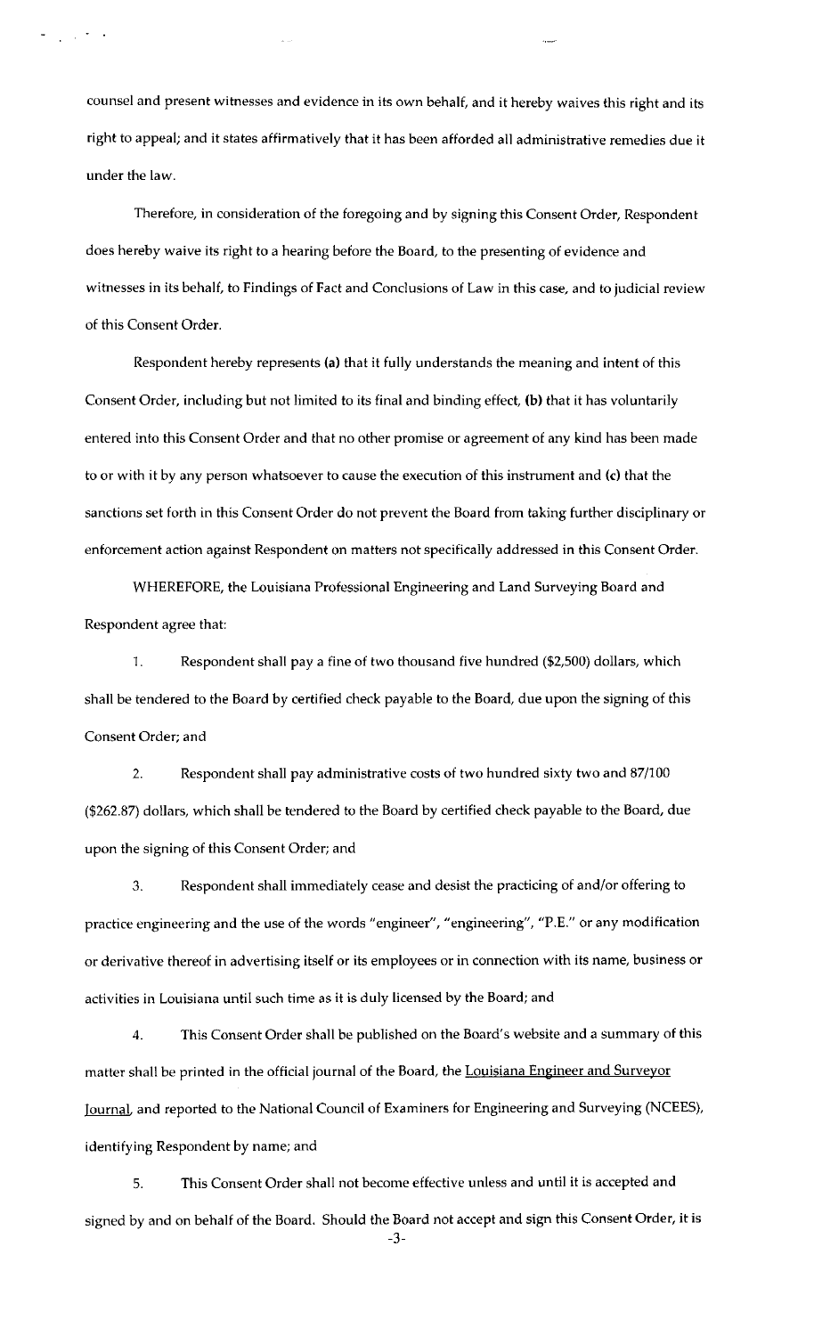counsel and present witnesses and evidence in its own behalf, and it hereby waives this right and its right to appeal; and it states affirmatively that it has been afforded all administrative remedies due it under the law.

Therefore, in consideration of the foregoing and by signing this Consent Order, Respondent does hereby waive its right to a hearing before the Board, to the presenting of evidence and witnesses in its behalf, to Findings of Fact and Conclusions of Law in this case, and to judicial review of this Consent Order.

Respondent hereby represents **(a)** that it fully understands the meaning and intent of this Consent Order, including but not limited to its final and binding effect, **(b)** that it has voluntarily entered into this Consent Order and that no other promise or agreement of any kind has been made to or with it by any person whatsoever to cause the execution of this instrument and **(c)** that the sanctions set forth in this Consent Order do not prevent the Board from taking further disciplinary or enforcement action against Respondent on matters not specifically addressed in this Consent Order.

WHEREFORE, the Louisiana Professional Engineering and Land Surveying Board and Respondent agree that:

1. Respondent shall pay a fine of two thousand five hundred ($2,500) dollars, which shall be tendered to the Board by certified check payable to the Board, due upon the signing of this Consent Order; and

2. Respondent shall pay administrative costs of two hundred sixty two and 87/100 ($262.87) dollars, which shall be tendered to the Board by certified check payable to the Board, due upon the signing of this Consent Order; and

3. Respondent shall immediately cease and desist the practicing of and/or offering to practice engineering and the use of the words "engineer", "engineering", "P.E." or any modification or derivative thereof in advertising itself or its employees or in connection with its name, business or activities in Louisiana until such time as it is duly licensed by the Board; and

4. This Consent Order shall be published on the Board's website and a summary of this matter shall be printed in the official journal of the Board, the Louisiana Engineer and Surveyor Journal, and reported to the National Council of Examiners for Engineering and Surveying (NCEES), identifying Respondent by name; and

5. This Consent Order shall not become effective unless and until it is accepted and signed by and on behalf of the Board. Should the Board not accept and sign this Consent Order, it is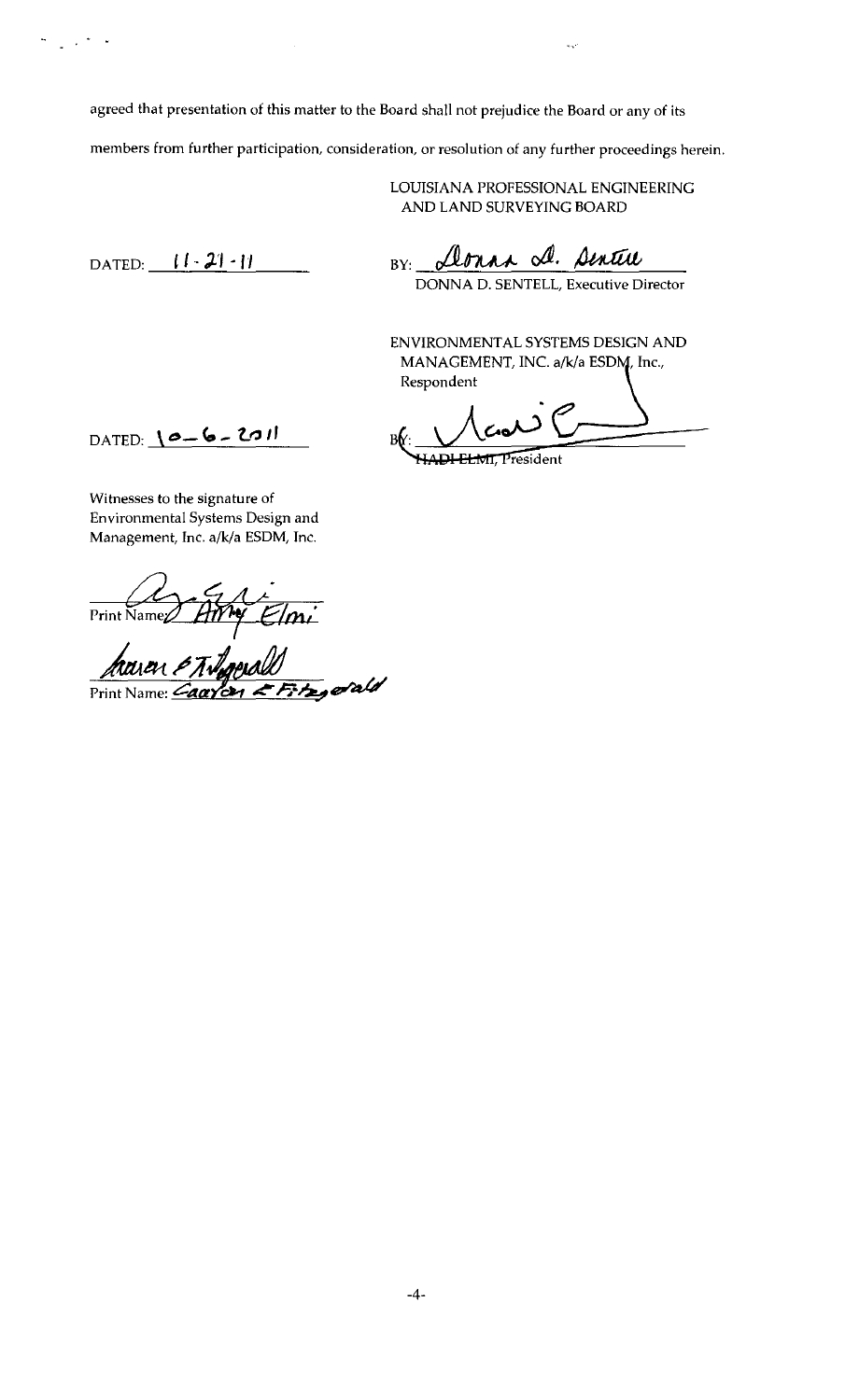agreed that presentation of this matter to the Board shall not prejudice the Board or any of its members from further participation, consideration, or resolution of any further proceedings herein.

LOUISIANA PROFESSIONAL ENGINEERING AND LAND SURVEYING BOARD

DATED: 11-21-11

BY: Donna D. Sentell
DONNA D. SENTELL, Executive Director

ENVIRONMENTAL SYSTEMS DESIGN AND MANAGEMENT, INC. a/k/a ESDM, Inc., Respondent

DATED: 10-6-2011

BY: 
HADI ELMI, President

Witnesses to the signature of Environmental Systems Design and Management, Inc. a/k/a ESDM, Inc.

Print Name: Amy Elmi

Print Name: Caaren E Fitzgerald